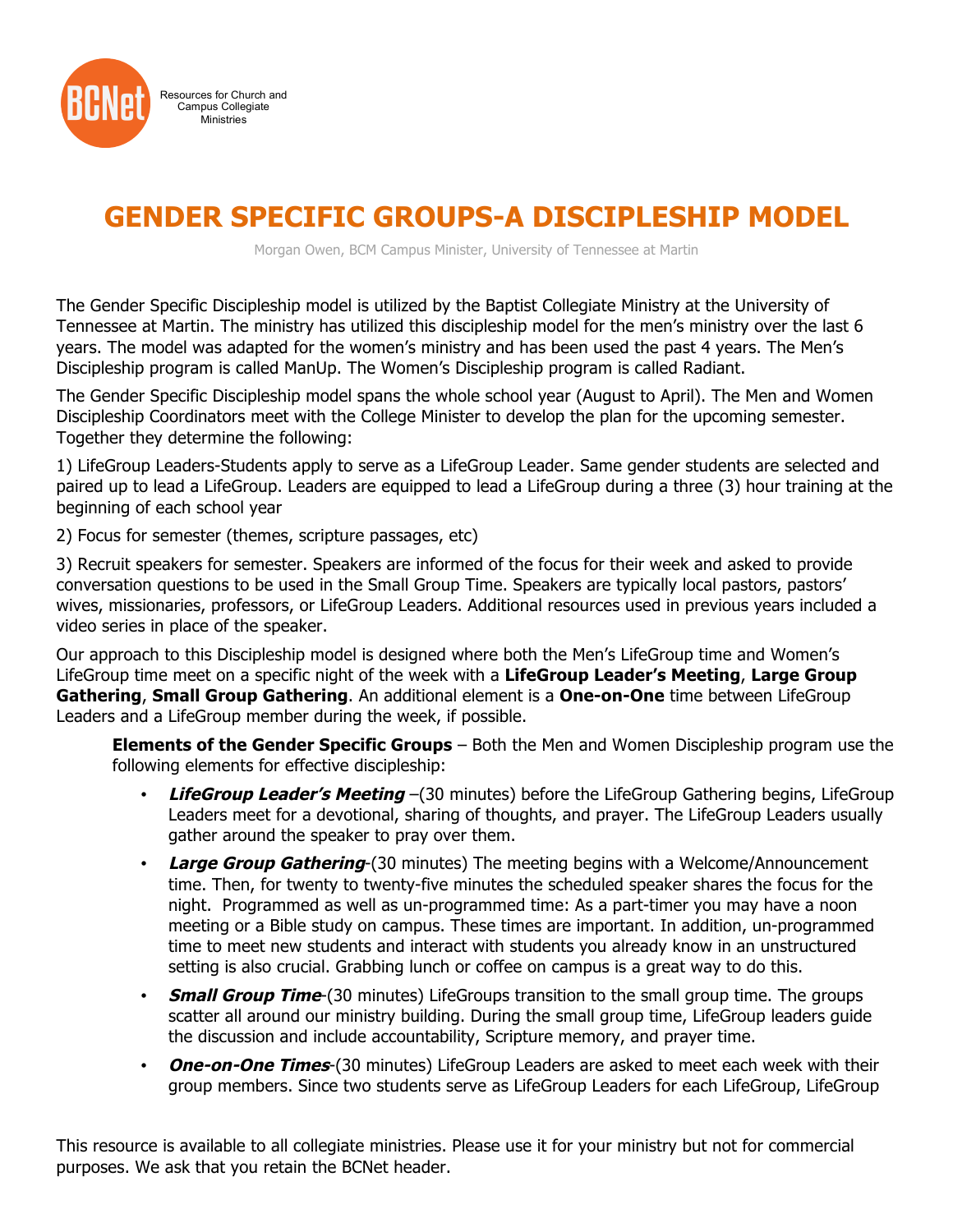BCNet

Resources for Church and Campus Collegiate Ministries

# GENDER SPECIFIC GROUPS-A DISCIPLESHIP MODEL

Morgan Owen, BCM Campus Minister, University of Tennessee at Martin

The Gender Specific Discipleship model is utilized by the Baptist Collegiate Ministry at the University of Tennessee at Martin. The ministry has utilized this discipleship model for the men's ministry over the last 6 years. The model was adapted for the women's ministry and has been used the past 4 years. The Men's Discipleship program is called ManUp. The Women's Discipleship program is called Radiant.

The Gender Specific Discipleship model spans the whole school year (August to April). The Men and Women Discipleship Coordinators meet with the College Minister to develop the plan for the upcoming semester. Together they determine the following:

1) LifeGroup Leaders-Students apply to serve as a LifeGroup Leader. Same gender students are selected and paired up to lead a LifeGroup. Leaders are equipped to lead a LifeGroup during a three (3) hour training at the beginning of each school year

2) Focus for semester (themes, scripture passages, etc)

3) Recruit speakers for semester. Speakers are informed of the focus for their week and asked to provide conversation questions to be used in the Small Group Time. Speakers are typically local pastors, pastors' wives, missionaries, professors, or LifeGroup Leaders. Additional resources used in previous years included a video series in place of the speaker.

Our approach to this Discipleship model is designed where both the Men's LifeGroup time and Women's LifeGroup time meet on a specific night of the week with a **LifeGroup Leader's Meeting**, **Large Group Gathering**, **Small Group Gathering**. An additional element is a **One-on-One** time between LifeGroup Leaders and a LifeGroup member during the week, if possible.

**Elements of the Gender Specific Groups** – Both the Men and Women Discipleship program use the following elements for effective discipleship:

- ***LifeGroup Leader's Meeting*** –(30 minutes) before the LifeGroup Gathering begins, LifeGroup Leaders meet for a devotional, sharing of thoughts, and prayer. The LifeGroup Leaders usually gather around the speaker to pray over them.
- ***Large Group Gathering***-(30 minutes) The meeting begins with a Welcome/Announcement time. Then, for twenty to twenty-five minutes the scheduled speaker shares the focus for the night. Programmed as well as un-programmed time: As a part-timer you may have a noon meeting or a Bible study on campus. These times are important. In addition, un-programmed time to meet new students and interact with students you already know in an unstructured setting is also crucial. Grabbing lunch or coffee on campus is a great way to do this.
- ***Small Group Time***-(30 minutes) LifeGroups transition to the small group time. The groups scatter all around our ministry building. During the small group time, LifeGroup leaders guide the discussion and include accountability, Scripture memory, and prayer time.
- ***One-on-One Times***-(30 minutes) LifeGroup Leaders are asked to meet each week with their group members. Since two students serve as LifeGroup Leaders for each LifeGroup, LifeGroup

This resource is available to all collegiate ministries. Please use it for your ministry but not for commercial purposes. We ask that you retain the BCNet header.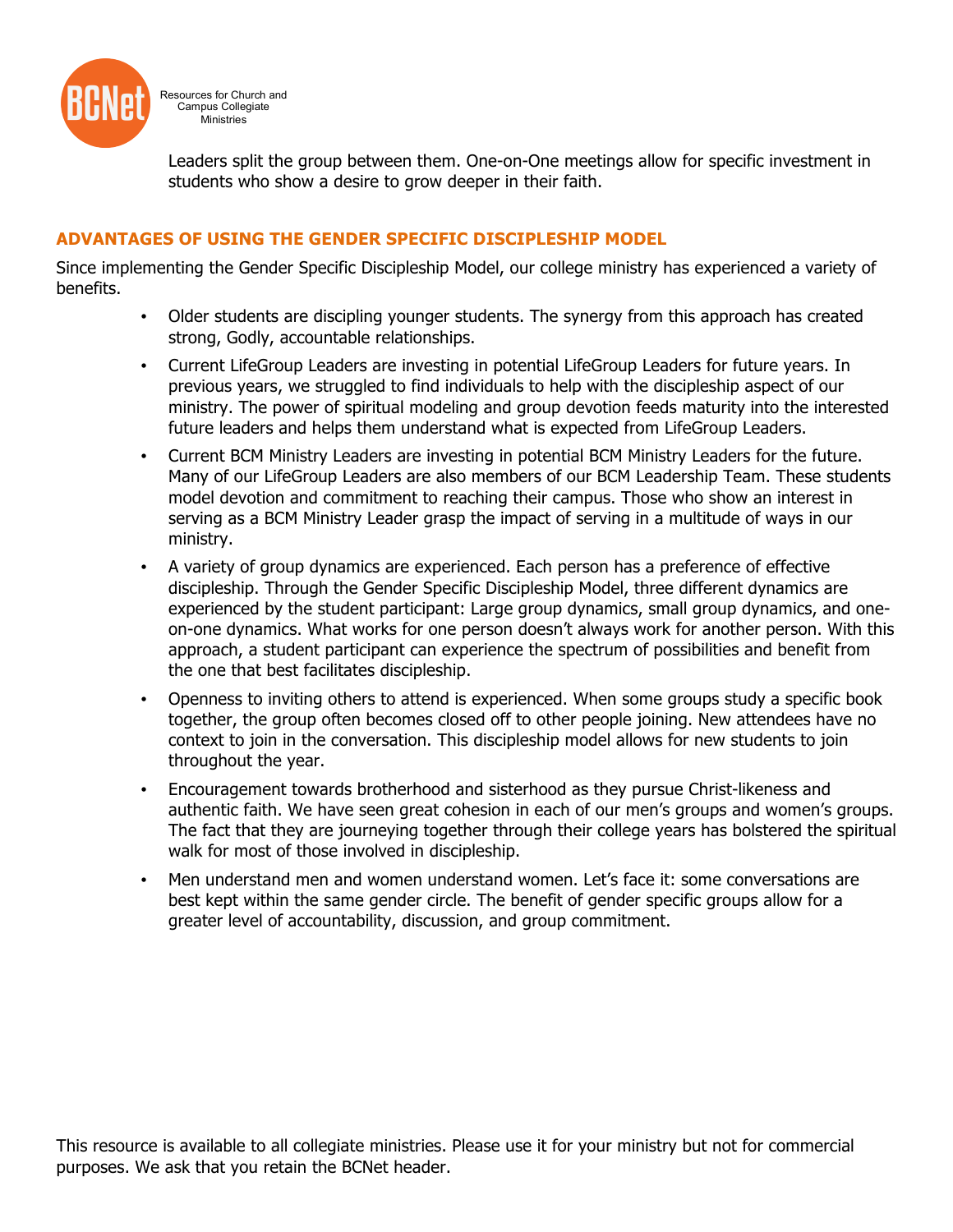Leaders split the group between them. One-on-One meetings allow for specific investment in students who show a desire to grow deeper in their faith.

## ADVANTAGES OF USING THE GENDER SPECIFIC DISCIPLESHIP MODEL

Since implementing the Gender Specific Discipleship Model, our college ministry has experienced a variety of benefits.

- Older students are discipling younger students. The synergy from this approach has created strong, Godly, accountable relationships.
- Current LifeGroup Leaders are investing in potential LifeGroup Leaders for future years. In previous years, we struggled to find individuals to help with the discipleship aspect of our ministry. The power of spiritual modeling and group devotion feeds maturity into the interested future leaders and helps them understand what is expected from LifeGroup Leaders.
- Current BCM Ministry Leaders are investing in potential BCM Ministry Leaders for the future. Many of our LifeGroup Leaders are also members of our BCM Leadership Team. These students model devotion and commitment to reaching their campus. Those who show an interest in serving as a BCM Ministry Leader grasp the impact of serving in a multitude of ways in our ministry.
- A variety of group dynamics are experienced. Each person has a preference of effective discipleship. Through the Gender Specific Discipleship Model, three different dynamics are experienced by the student participant: Large group dynamics, small group dynamics, and one-on-one dynamics. What works for one person doesn't always work for another person. With this approach, a student participant can experience the spectrum of possibilities and benefit from the one that best facilitates discipleship.
- Openness to inviting others to attend is experienced. When some groups study a specific book together, the group often becomes closed off to other people joining. New attendees have no context to join in the conversation. This discipleship model allows for new students to join throughout the year.
- Encouragement towards brotherhood and sisterhood as they pursue Christ-likeness and authentic faith. We have seen great cohesion in each of our men's groups and women's groups. The fact that they are journeying together through their college years has bolstered the spiritual walk for most of those involved in discipleship.
- Men understand men and women understand women. Let's face it: some conversations are best kept within the same gender circle. The benefit of gender specific groups allow for a greater level of accountability, discussion, and group commitment.

This resource is available to all collegiate ministries. Please use it for your ministry but not for commercial purposes. We ask that you retain the BCNet header.